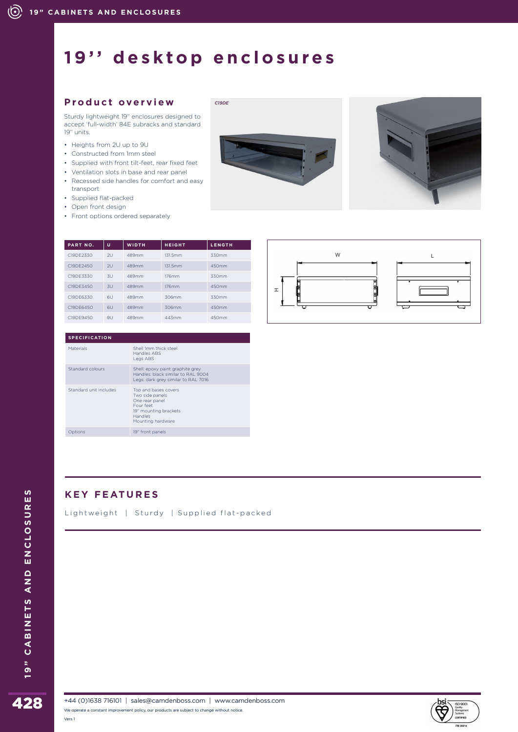# 19'' desktop enclosures

## Product overview

Sturdy lightweight 19" enclosures designed to accept 'full-width' 84E subracks and standard 19" units.

- Heights from 2U up to 9U
- Constructed from 1mm steel
- Supplied with front tilt-feet, rear fixed feet
- Ventilation slots in base and rear panel
- Recessed side handles for comfort and easy transport
- Supplied flat-packed
- Open front design
- Front options ordered separately

C19DE

| PART NO. | U | WIDTH | HEIGHT | LENGTH |
|---|---|---|---|---|
| C19DE2330 | 2U | 489mm | 131.5mm | 330mm |
| C19DE2450 | 2U | 489mm | 131.5mm | 450mm |
| C19DE3330 | 3U | 489mm | 176mm | 330mm |
| C19DE3450 | 3U | 489mm | 176mm | 450mm |
| C19DE6330 | 6U | 489mm | 306mm | 330mm |
| C19DE6450 | 6U | 489mm | 306mm | 450mm |
| C19DE9450 | 9U | 489mm | 443mm | 450mm |

| SPECIFICATION | |
|---|---|
| Materials | Shell 1mm thick steel<br>Handles ABS<br>Legs ABS |
| Standard colours | Shell: epoxy paint graphite grey<br>Handles: black similar to RAL 9004<br>Legs: dark grey similar to RAL 7016 |
| Standard unit includes | Top and bases covers<br>Two side panels<br>One rear panel<br>Four feet<br>19" mounting brackets<br>Handles<br>Mounting hardware |
| Options | 19" front panels |

## KEY FEATURES

Lightweight | Sturdy | Supplied flat-packed

+44 (0)1638 716101 | sales@camdenboss.com | www.camdenboss.com

We operate a constant improvement policy, our products are subject to change without notice.

Vers 1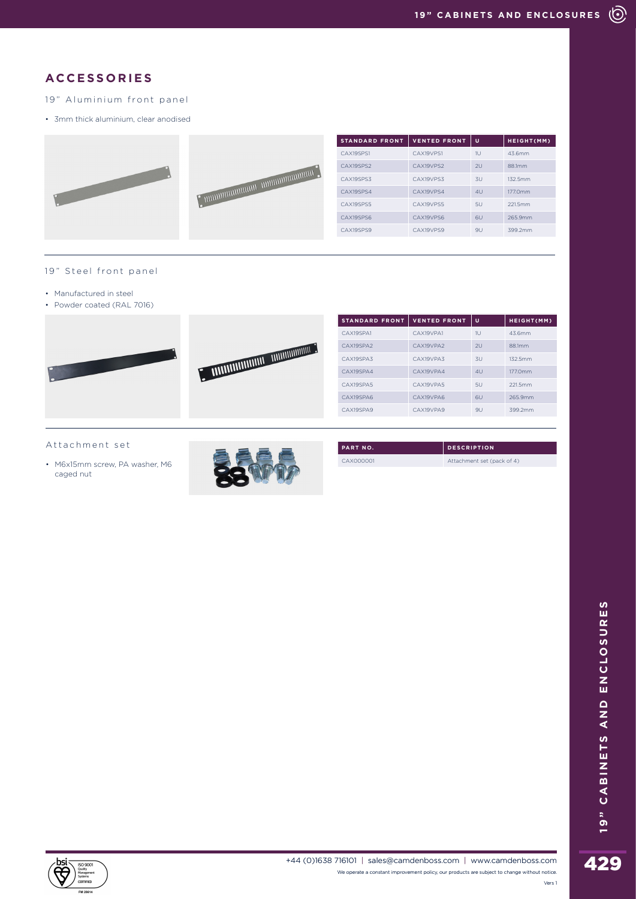# ACCESSORIES

## 19" Aluminium front panel

- 3mm thick aluminium, clear anodised

| STANDARD FRONT | VENTED FRONT | U | HEIGHT(MM) |
|---|---|---|---|
| CAX19SPS1 | CAX19VPS1 | 1U | 43.6mm |
| CAX19SPS2 | CAX19VPS2 | 2U | 88.1mm |
| CAX19SPS3 | CAX19VPS3 | 3U | 132.5mm |
| CAX19SPS4 | CAX19VPS4 | 4U | 177.0mm |
| CAX19SPS5 | CAX19VPS5 | 5U | 221.5mm |
| CAX19SPS6 | CAX19VPS6 | 6U | 265.9mm |
| CAX19SPS9 | CAX19VPS9 | 9U | 399.2mm |

## 19" Steel front panel

- Manufactured in steel
- Powder coated (RAL 7016)

| STANDARD FRONT | VENTED FRONT | U | HEIGHT(MM) |
|---|---|---|---|
| CAX19SPA1 | CAX19VPA1 | 1U | 43.6mm |
| CAX19SPA2 | CAX19VPA2 | 2U | 88.1mm |
| CAX19SPA3 | CAX19VPA3 | 3U | 132.5mm |
| CAX19SPA4 | CAX19VPA4 | 4U | 177.0mm |
| CAX19SPA5 | CAX19VPA5 | 5U | 221.5mm |
| CAX19SPA6 | CAX19VPA6 | 6U | 265.9mm |
| CAX19SPA9 | CAX19VPA9 | 9U | 399.2mm |

## Attachment set

- M6x15mm screw, PA washer, M6 caged nut

| PART NO. | DESCRIPTION |
|---|---|
| CAX000001 | Attachment set (pack of 4) |

+44 (0)1638 716101 | sales@camdenboss.com | www.camdenboss.com

We operate a constant improvement policy, our products are subject to change without notice.